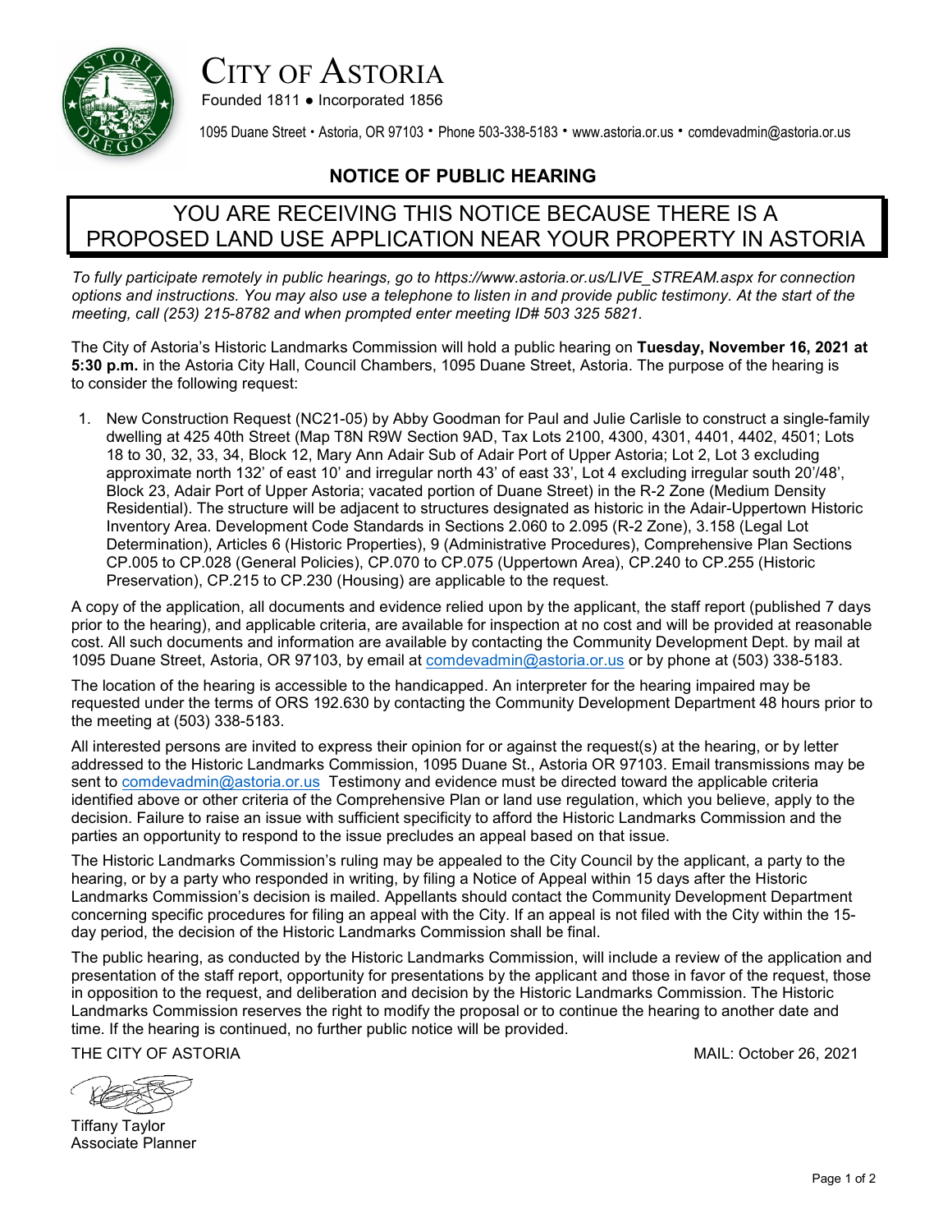# CITY OF ASTORIA

Founded 1811 ● Incorporated 1856

1095 Duane Street • Astoria, OR 97103 • Phone 503-338-5183 • www.astoria.or.us • comdevadmin@astoria.or.us

## NOTICE OF PUBLIC HEARING

## YOU ARE RECEIVING THIS NOTICE BECAUSE THERE IS A PROPOSED LAND USE APPLICATION NEAR YOUR PROPERTY IN ASTORIA

*To fully participate remotely in public hearings, go to https://www.astoria.or.us/LIVE_STREAM.aspx for connection options and instructions. You may also use a telephone to listen in and provide public testimony. At the start of the meeting, call (253) 215-8782 and when prompted enter meeting ID# 503 325 5821.*

The City of Astoria's Historic Landmarks Commission will hold a public hearing on **Tuesday, November 16, 2021 at 5:30 p.m.** in the Astoria City Hall, Council Chambers, 1095 Duane Street, Astoria. The purpose of the hearing is to consider the following request:

1. New Construction Request (NC21-05) by Abby Goodman for Paul and Julie Carlisle to construct a single-family dwelling at 425 40th Street (Map T8N R9W Section 9AD, Tax Lots 2100, 4300, 4301, 4401, 4402, 4501; Lots 18 to 30, 32, 33, 34, Block 12, Mary Ann Adair Sub of Adair Port of Upper Astoria; Lot 2, Lot 3 excluding approximate north 132' of east 10' and irregular north 43' of east 33', Lot 4 excluding irregular south 20'/48', Block 23, Adair Port of Upper Astoria; vacated portion of Duane Street) in the R-2 Zone (Medium Density Residential). The structure will be adjacent to structures designated as historic in the Adair-Uppertown Historic Inventory Area. Development Code Standards in Sections 2.060 to 2.095 (R-2 Zone), 3.158 (Legal Lot Determination), Articles 6 (Historic Properties), 9 (Administrative Procedures), Comprehensive Plan Sections CP.005 to CP.028 (General Policies), CP.070 to CP.075 (Uppertown Area), CP.240 to CP.255 (Historic Preservation), CP.215 to CP.230 (Housing) are applicable to the request.

A copy of the application, all documents and evidence relied upon by the applicant, the staff report (published 7 days prior to the hearing), and applicable criteria, are available for inspection at no cost and will be provided at reasonable cost. All such documents and information are available by contacting the Community Development Dept. by mail at 1095 Duane Street, Astoria, OR 97103, by email at comdevadmin@astoria.or.us or by phone at (503) 338-5183.

The location of the hearing is accessible to the handicapped. An interpreter for the hearing impaired may be requested under the terms of ORS 192.630 by contacting the Community Development Department 48 hours prior to the meeting at (503) 338-5183.

All interested persons are invited to express their opinion for or against the request(s) at the hearing, or by letter addressed to the Historic Landmarks Commission, 1095 Duane St., Astoria OR 97103. Email transmissions may be sent to comdevadmin@astoria.or.us Testimony and evidence must be directed toward the applicable criteria identified above or other criteria of the Comprehensive Plan or land use regulation, which you believe, apply to the decision. Failure to raise an issue with sufficient specificity to afford the Historic Landmarks Commission and the parties an opportunity to respond to the issue precludes an appeal based on that issue.

The Historic Landmarks Commission's ruling may be appealed to the City Council by the applicant, a party to the hearing, or by a party who responded in writing, by filing a Notice of Appeal within 15 days after the Historic Landmarks Commission's decision is mailed. Appellants should contact the Community Development Department concerning specific procedures for filing an appeal with the City. If an appeal is not filed with the City within the 15-day period, the decision of the Historic Landmarks Commission shall be final.

The public hearing, as conducted by the Historic Landmarks Commission, will include a review of the application and presentation of the staff report, opportunity for presentations by the applicant and those in favor of the request, those in opposition to the request, and deliberation and decision by the Historic Landmarks Commission. The Historic Landmarks Commission reserves the right to modify the proposal or to continue the hearing to another date and time. If the hearing is continued, no further public notice will be provided.

THE CITY OF ASTORIA

MAIL: October 26, 2021

Tiffany Taylor
Associate Planner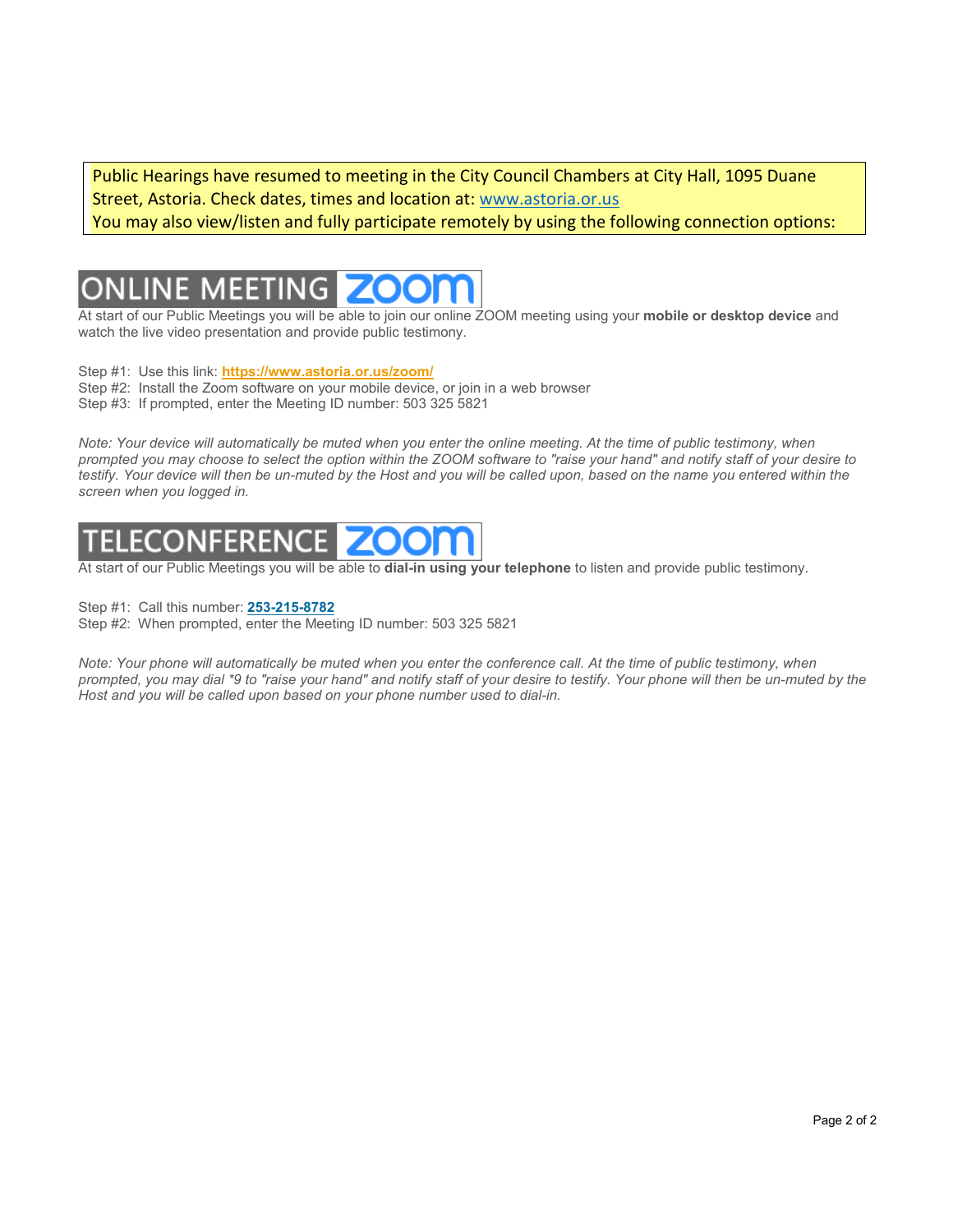Public Hearings have resumed to meeting in the City Council Chambers at City Hall, 1095 Duane Street, Astoria. Check dates, times and location at: www.astoria.or.us
You may also view/listen and fully participate remotely by using the following connection options:

## ONLINE MEETING ZOOM

At start of our Public Meetings you will be able to join our online ZOOM meeting using your **mobile or desktop device** and watch the live video presentation and provide public testimony.

Step #1: Use this link: **https://www.astoria.or.us/zoom/**
Step #2: Install the Zoom software on your mobile device, or join in a web browser
Step #3: If prompted, enter the Meeting ID number: 503 325 5821

*Note: Your device will automatically be muted when you enter the online meeting. At the time of public testimony, when prompted you may choose to select the option within the ZOOM software to "raise your hand" and notify staff of your desire to testify. Your device will then be un-muted by the Host and you will be called upon, based on the name you entered within the screen when you logged in.*

## TELECONFERENCE ZOOM

At start of our Public Meetings you will be able to **dial-in using your telephone** to listen and provide public testimony.

Step #1: Call this number: **253-215-8782**
Step #2: When prompted, enter the Meeting ID number: 503 325 5821

*Note: Your phone will automatically be muted when you enter the conference call. At the time of public testimony, when prompted, you may dial *9 to "raise your hand" and notify staff of your desire to testify. Your phone will then be un-muted by the Host and you will be called upon based on your phone number used to dial-in.*